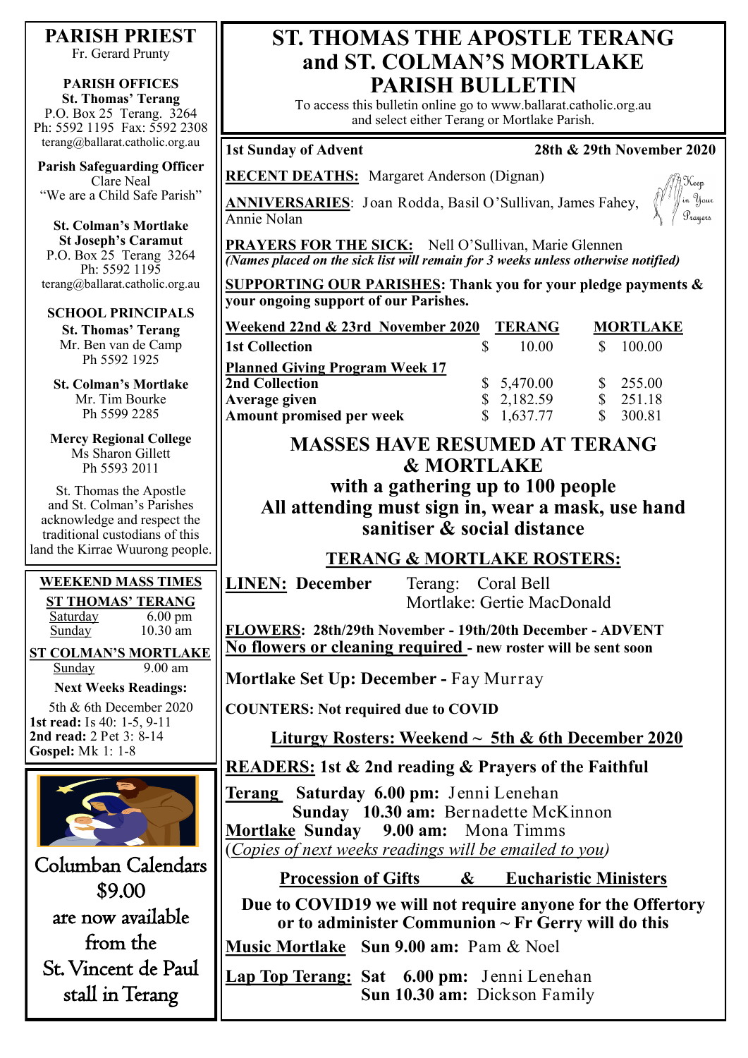# ST. THOMAS THE APOSTLE TERANG and ST. COLMAN'S MORTLAKE PARISH BULLETIN

To access this bulletin online go to www.ballarat.catholic.org.au and select either Terang or Mortlake Parish.

**1st Sunday of Advent** — **28th & 29th November 2020**

**RECENT DEATHS:** Margaret Anderson (Dignan)

**ANNIVERSARIES**: Joan Rodda, Basil O'Sullivan, James Fahey, Annie Nolan

Keep in Your Prayers

**PRAYERS FOR THE SICK:** Nell O'Sullivan, Marie Glennen

*(Names placed on the sick list will remain for 3 weeks unless otherwise notified)*

**SUPPORTING OUR PARISHES: Thank you for your pledge payments & your ongoing support of our Parishes.**

| Weekend 22nd & 23rd November 2020 | TERANG | MORTLAKE |
|---|---|---|
| **1st Collection** | $ 10.00 | $ 100.00 |
| **Planned Giving Program Week 17** | | |
| **2nd Collection** | $ 5,470.00 | $ 255.00 |
| **Average given** | $ 2,182.59 | $ 251.18 |
| **Amount promised per week** | $ 1,637.77 | $ 300.81 |

## MASSES HAVE RESUMED AT TERANG & MORTLAKE

### with a gathering up to 100 people
### All attending must sign in, wear a mask, use hand sanitiser & social distance

## TERANG & MORTLAKE ROSTERS:

**LINEN: December**
Terang: Coral Bell
Mortlake: Gertie MacDonald

**FLOWERS: 28th/29th November - 19th/20th December - ADVENT**
**No flowers or cleaning required - new roster will be sent soon**

**Mortlake Set Up: December -** Fay Murray

**COUNTERS: Not required due to COVID**

**Liturgy Rosters: Weekend ~ 5th & 6th December 2020**

**READERS: 1st & 2nd reading & Prayers of the Faithful**

**Terang** **Saturday 6.00 pm:** Jenni Lenehan
**Sunday 10.30 am:** Bernadette McKinnon
**Mortlake Sunday 9.00 am:** Mona Timms
(*Copies of next weeks readings will be emailed to you)*

**Procession of Gifts & Eucharistic Ministers**

**Due to COVID19 we will not require anyone for the Offertory or to administer Communion ~ Fr Gerry will do this**

**Music Mortlake** **Sun 9.00 am:** Pam & Noel

**Lap Top Terang:** **Sat 6.00 pm:** Jenni Lenehan
**Sun 10.30 am:** Dickson Family

---

## PARISH PRIEST
Fr. Gerard Prunty

**PARISH OFFICES**
**St. Thomas' Terang**
P.O. Box 25 Terang. 3264
Ph: 5592 1195 Fax: 5592 2308
terang@ballarat.catholic.org.au

**Parish Safeguarding Officer**
Clare Neal
"We are a Child Safe Parish"

**St. Colman's Mortlake**
**St Joseph's Caramut**
P.O. Box 25 Terang 3264
Ph: 5592 1195
terang@ballarat.catholic.org.au

**SCHOOL PRINCIPALS**

**St. Thomas' Terang**
Mr. Ben van de Camp
Ph 5592 1925

**St. Colman's Mortlake**
Mr. Tim Bourke
Ph 5599 2285

**Mercy Regional College**
Ms Sharon Gillett
Ph 5593 2011

St. Thomas the Apostle and St. Colman's Parishes acknowledge and respect the traditional custodians of this land the Kirrae Wuurong people.

**WEEKEND MASS TIMES**

**ST THOMAS' TERANG**
Saturday 6.00 pm
Sunday 10.30 am

**ST COLMAN'S MORTLAKE**
Sunday 9.00 am

**Next Weeks Readings:**
5th & 6th December 2020
**1st read:** Is 40: 1-5, 9-11
**2nd read:** 2 Pet 3: 8-14
**Gospel:** Mk 1: 1-8

Columban Calendars $9.00 are now available from the St. Vincent de Paul stall in Terang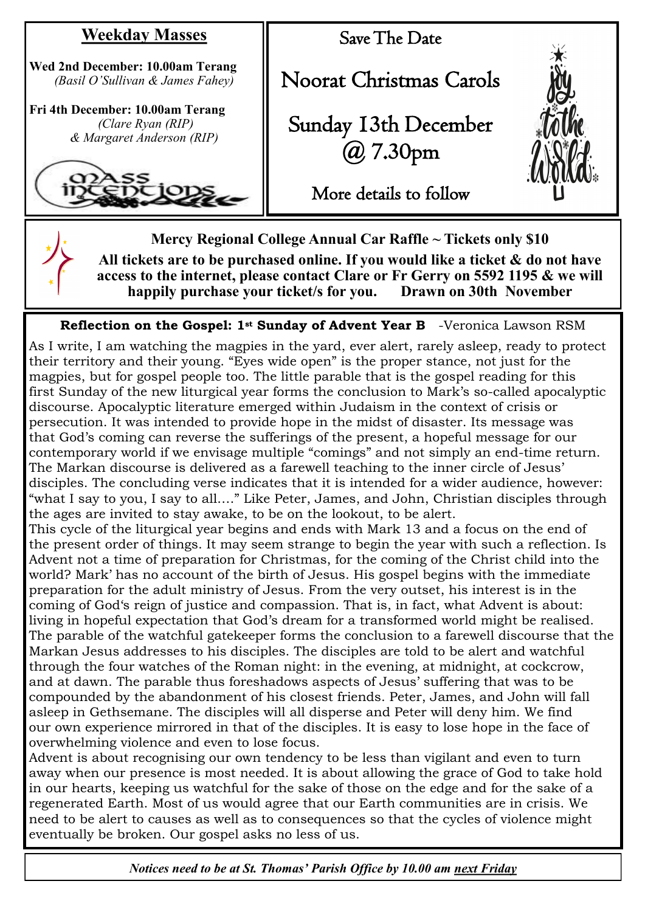## Weekday Masses

**Wed 2nd December: 10.00am Terang**
*(Basil O'Sullivan & James Fahey)*

**Fri 4th December: 10.00am Terang**
*(Clare Ryan (RIP)*
*& Margaret Anderson (RIP)*

Mass intentions

## Save The Date

# Noorat Christmas Carols

## Sunday 13th December @ 7.30pm

More details to follow

joy to the World

**Mercy Regional College Annual Car Raffle ~ Tickets only $10**
**All tickets are to be purchased online. If you would like a ticket & do not have access to the internet, please contact Clare or Fr Gerry on 5592 1195 & we will happily purchase your ticket/s for you. Drawn on 30th November**

**Reflection on the Gospel: 1st Sunday of Advent Year B** -Veronica Lawson RSM

As I write, I am watching the magpies in the yard, ever alert, rarely asleep, ready to protect their territory and their young. "Eyes wide open" is the proper stance, not just for the magpies, but for gospel people too. The little parable that is the gospel reading for this first Sunday of the new liturgical year forms the conclusion to Mark's so-called apocalyptic discourse. Apocalyptic literature emerged within Judaism in the context of crisis or persecution. It was intended to provide hope in the midst of disaster. Its message was that God's coming can reverse the sufferings of the present, a hopeful message for our contemporary world if we envisage multiple "comings" and not simply an end-time return. The Markan discourse is delivered as a farewell teaching to the inner circle of Jesus' disciples. The concluding verse indicates that it is intended for a wider audience, however: "what I say to you, I say to all…." Like Peter, James, and John, Christian disciples through the ages are invited to stay awake, to be on the lookout, to be alert.

This cycle of the liturgical year begins and ends with Mark 13 and a focus on the end of the present order of things. It may seem strange to begin the year with such a reflection. Is Advent not a time of preparation for Christmas, for the coming of the Christ child into the world? Mark' has no account of the birth of Jesus. His gospel begins with the immediate preparation for the adult ministry of Jesus. From the very outset, his interest is in the coming of God's reign of justice and compassion. That is, in fact, what Advent is about: living in hopeful expectation that God's dream for a transformed world might be realised. The parable of the watchful gatekeeper forms the conclusion to a farewell discourse that the Markan Jesus addresses to his disciples. The disciples are told to be alert and watchful through the four watches of the Roman night: in the evening, at midnight, at cockcrow, and at dawn. The parable thus foreshadows aspects of Jesus' suffering that was to be compounded by the abandonment of his closest friends. Peter, James, and John will fall asleep in Gethsemane. The disciples will all disperse and Peter will deny him. We find our own experience mirrored in that of the disciples. It is easy to lose hope in the face of overwhelming violence and even to lose focus.

Advent is about recognising our own tendency to be less than vigilant and even to turn away when our presence is most needed. It is about allowing the grace of God to take hold in our hearts, keeping us watchful for the sake of those on the edge and for the sake of a regenerated Earth. Most of us would agree that our Earth communities are in crisis. We need to be alert to causes as well as to consequences so that the cycles of violence might eventually be broken. Our gospel asks no less of us.

***Notices need to be at St. Thomas' Parish Office by 10.00 am <u>next Friday</u>***